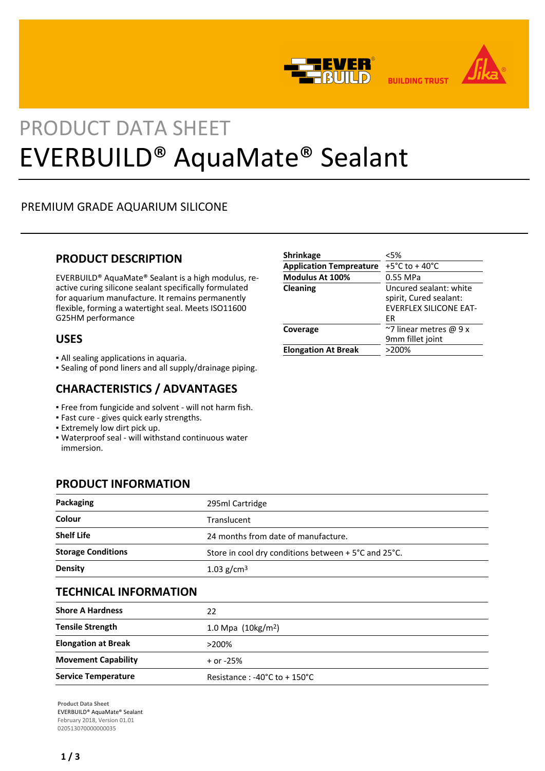PRODUCT DATA SHEET

# EVERBUILD® AquaMate® Sealant

PREMIUM GRADE AQUARIUM SILICONE

## PRODUCT DESCRIPTION

EVERBUILD® AquaMate® Sealant is a high modulus, re-active curing silicone sealant specifically formulated for aquarium manufacture. It remains permanently flexible, forming a watertight seal. Meets ISO11600 G25HM performance

## USES

- All sealing applications in aquaria.
- Sealing of pond liners and all supply/drainage piping.

## CHARACTERISTICS / ADVANTAGES

- Free from fungicide and solvent - will not harm fish.
- Fast cure - gives quick early strengths.
- Extremely low dirt pick up.
- Waterproof seal - will withstand continuous water immersion.

| | |
|---|---|
| **Shrinkage** | <5% |
| **Application Temprepature** | +5°C to + 40°C |
| **Modulus At 100%** | 0.55 MPa |
| **Cleaning** | Uncured sealant: white spirit, Cured sealant: EVERFLEX SILICONE EAT-ER |
| **Coverage** | ~7 linear metres @ 9 x 9mm fillet joint |
| **Elongation At Break** | >200% |

## PRODUCT INFORMATION

| | |
|---|---|
| **Packaging** | 295ml Cartridge |
| **Colour** | Translucent |
| **Shelf Life** | 24 months from date of manufacture. |
| **Storage Conditions** | Store in cool dry conditions between + 5°C and 25°C. |
| **Density** | 1.03 g/cm$^3$ |

## TECHNICAL INFORMATION

| | |
|---|---|
| **Shore A Hardness** | 22 |
| **Tensile Strength** | 1.0 Mpa (10kg/m$^2$) |
| **Elongation at Break** | >200% |
| **Movement Capability** | + or -25% |
| **Service Temperature** | Resistance : -40°C to + 150°C |

**Product Data Sheet**
EVERBUILD® AquaMate® Sealant
February 2018, Version 01.01
020513070000000035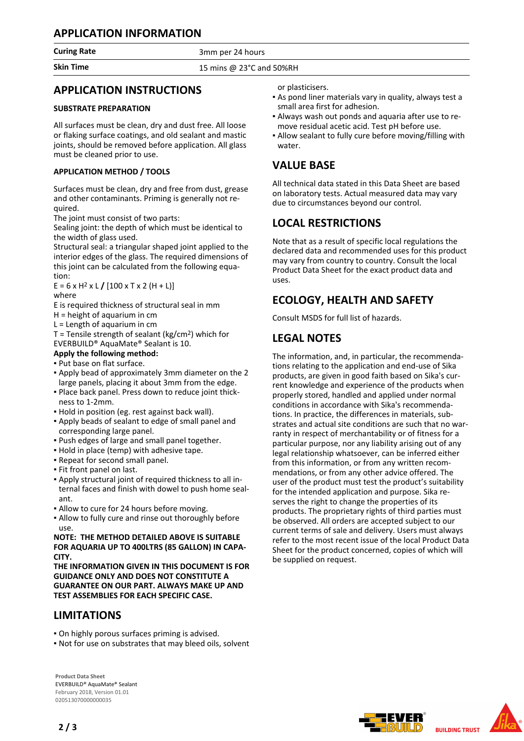## APPLICATION INFORMATION

| | |
|---|---|
| **Curing Rate** | 3mm per 24 hours |
| **Skin Time** | 15 mins @ 23°C and 50%RH |

## APPLICATION INSTRUCTIONS

### SUBSTRATE PREPARATION

All surfaces must be clean, dry and dust free. All loose or flaking surface coatings, and old sealant and mastic joints, should be removed before application. All glass must be cleaned prior to use.

### APPLICATION METHOD / TOOLS

Surfaces must be clean, dry and free from dust, grease and other contaminants. Priming is generally not required.

The joint must consist of two parts:

Sealing joint: the depth of which must be identical to the width of glass used.

Structural seal: a triangular shaped joint applied to the interior edges of the glass. The required dimensions of this joint can be calculated from the following equation:

$E = 6 \times H^2 \times L \,/\, [100 \times T \times 2 (H + L)]$

where

E is required thickness of structural seal in mm

H = height of aquarium in cm

L = Length of aquarium in cm

T = Tensile strength of sealant ($kg/cm^2$) which for EVERBUILD® AquaMate® Sealant is 10.

**Apply the following method:**

- Put base on flat surface.
- Apply bead of approximately 3mm diameter on the 2 large panels, placing it about 3mm from the edge.
- Place back panel. Press down to reduce joint thickness to 1-2mm.
- Hold in position (eg. rest against back wall).
- Apply beads of sealant to edge of small panel and corresponding large panel.
- Push edges of large and small panel together.
- Hold in place (temp) with adhesive tape.
- Repeat for second small panel.
- Fit front panel on last.
- Apply structural joint of required thickness to all internal faces and finish with dowel to push home sealant.
- Allow to cure for 24 hours before moving.
- Allow to fully cure and rinse out thoroughly before use.

**NOTE: THE METHOD DETAILED ABOVE IS SUITABLE FOR AQUARIA UP TO 400LTRS (85 GALLON) IN CAPACITY.**

**THE INFORMATION GIVEN IN THIS DOCUMENT IS FOR GUIDANCE ONLY AND DOES NOT CONSTITUTE A GUARANTEE ON OUR PART. ALWAYS MAKE UP AND TEST ASSEMBLIES FOR EACH SPECIFIC CASE.**

## LIMITATIONS

- On highly porous surfaces priming is advised.
- Not for use on substrates that may bleed oils, solvent or plasticisers.
- As pond liner materials vary in quality, always test a small area first for adhesion.
- Always wash out ponds and aquaria after use to remove residual acetic acid. Test pH before use.
- Allow sealant to fully cure before moving/filling with water.

## VALUE BASE

All technical data stated in this Data Sheet are based on laboratory tests. Actual measured data may vary due to circumstances beyond our control.

## LOCAL RESTRICTIONS

Note that as a result of specific local regulations the declared data and recommended uses for this product may vary from country to country. Consult the local Product Data Sheet for the exact product data and uses.

## ECOLOGY, HEALTH AND SAFETY

Consult MSDS for full list of hazards.

## LEGAL NOTES

The information, and, in particular, the recommendations relating to the application and end-use of Sika products, are given in good faith based on Sika's current knowledge and experience of the products when properly stored, handled and applied under normal conditions in accordance with Sika's recommendations. In practice, the differences in materials, substrates and actual site conditions are such that no warranty in respect of merchantability or of fitness for a particular purpose, nor any liability arising out of any legal relationship whatsoever, can be inferred either from this information, or from any written recommendations, or from any other advice offered. The user of the product must test the product's suitability for the intended application and purpose. Sika reserves the right to change the properties of its products. The proprietary rights of third parties must be observed. All orders are accepted subject to our current terms of sale and delivery. Users must always refer to the most recent issue of the local Product Data Sheet for the product concerned, copies of which will be supplied on request.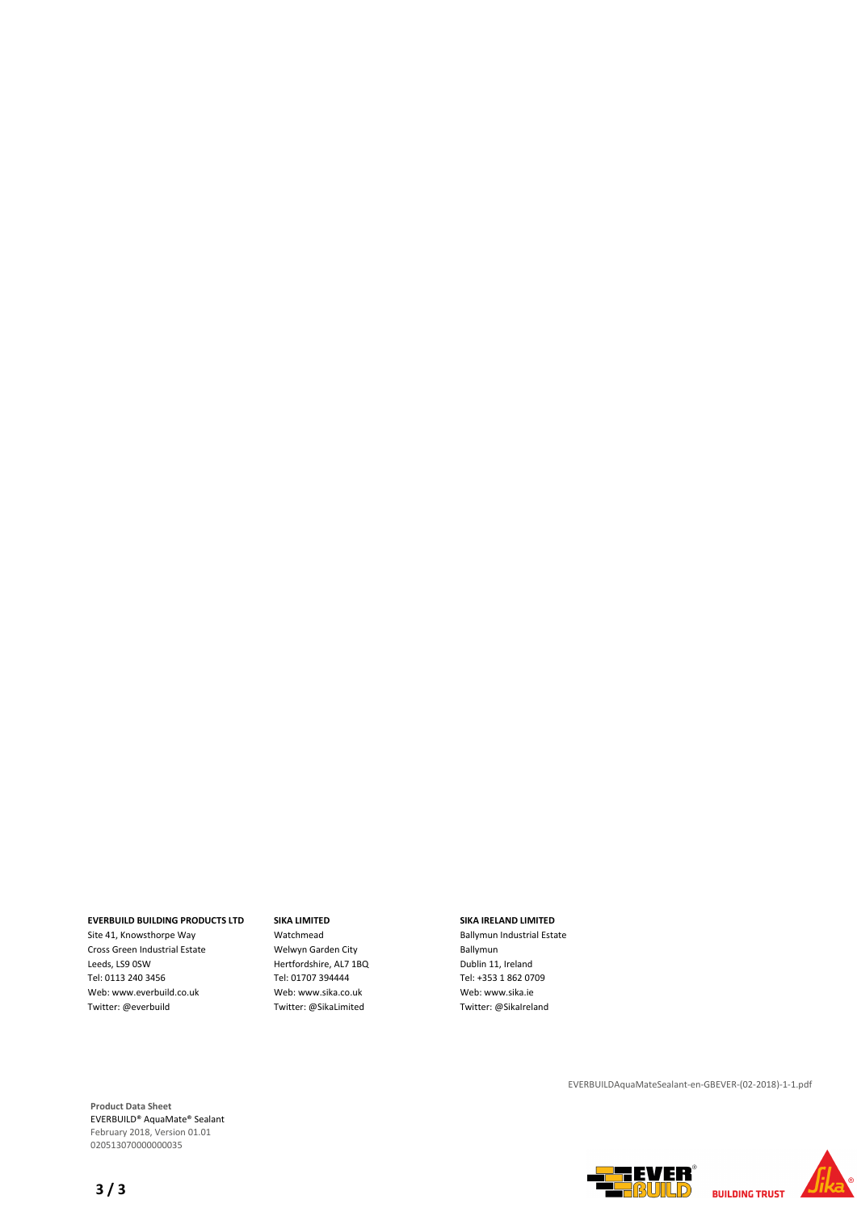**EVERBUILD BUILDING PRODUCTS LTD**
Site 41, Knowsthorpe Way
Cross Green Industrial Estate
Leeds, LS9 0SW
Tel: 0113 240 3456
Web: www.everbuild.co.uk
Twitter: @everbuild

**SIKA LIMITED**
Watchmead
Welwyn Garden City
Hertfordshire, AL7 1BQ
Tel: 01707 394444
Web: www.sika.co.uk
Twitter: @SikaLimited

**SIKA IRELAND LIMITED**
Ballymun Industrial Estate
Ballymun
Dublin 11, Ireland
Tel: +353 1 862 0709
Web: www.sika.ie
Twitter: @SikaIreland

EVERBUILDAquaMateSealant-en-GBEVER-(02-2018)-1-1.pdf

**Product Data Sheet**
EVERBUILD® AquaMate® Sealant
February 2018, Version 01.01
020513070000000035

BUILDING TRUST